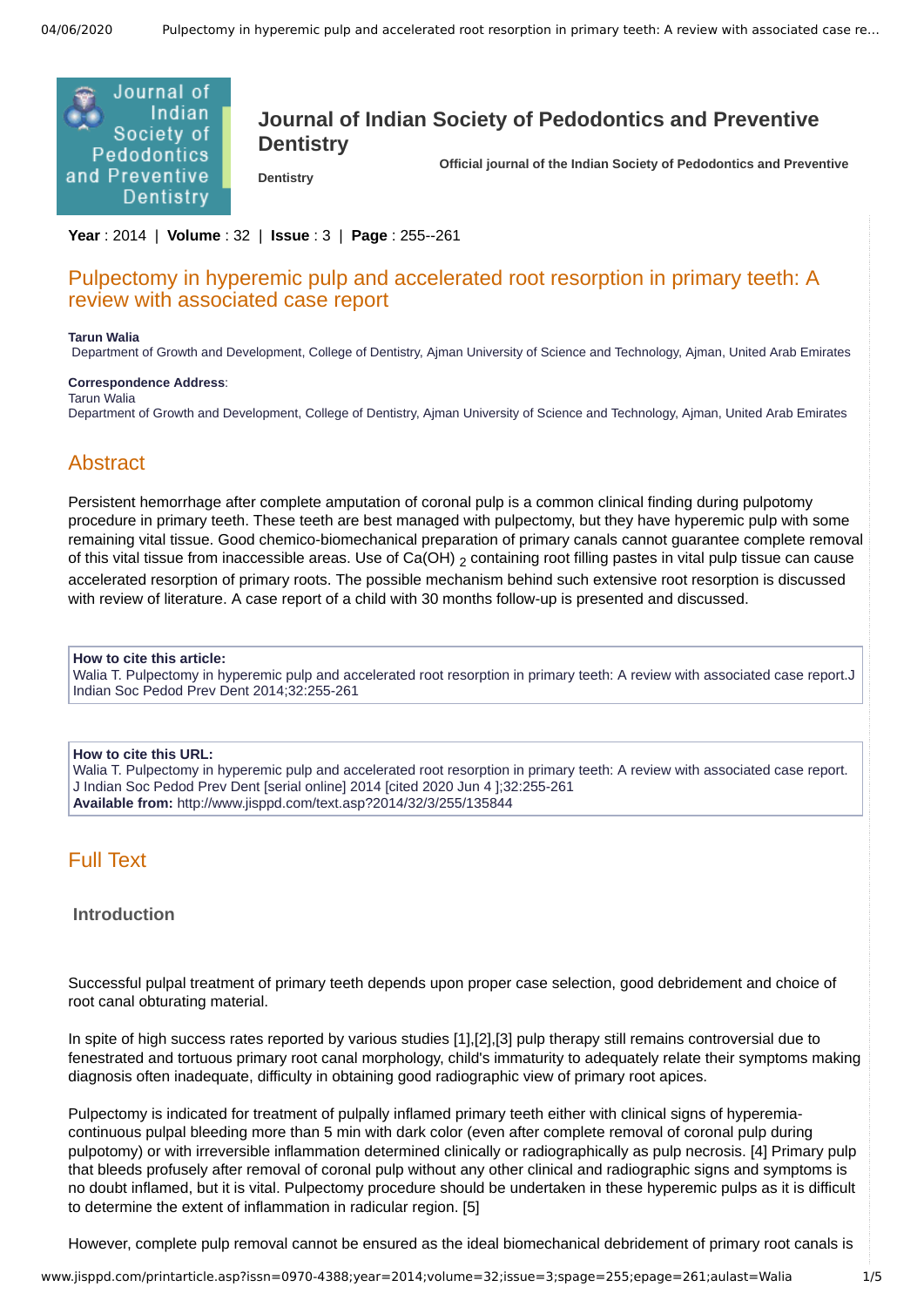# Journal of Indian Society of Pedodontics and Preventive Dentistry

**Official journal of the Indian Society of Pedodontics and Preventive Dentistry**

**Year** : 2014 | **Volume** : 32 | **Issue** : 3 | **Page** : 255--261

## Pulpectomy in hyperemic pulp and accelerated root resorption in primary teeth: A review with associated case report

**Tarun Walia**
Department of Growth and Development, College of Dentistry, Ajman University of Science and Technology, Ajman, United Arab Emirates

**Correspondence Address**:
Tarun Walia
Department of Growth and Development, College of Dentistry, Ajman University of Science and Technology, Ajman, United Arab Emirates

## Abstract

Persistent hemorrhage after complete amputation of coronal pulp is a common clinical finding during pulpotomy procedure in primary teeth. These teeth are best managed with pulpectomy, but they have hyperemic pulp with some remaining vital tissue. Good chemico-biomechanical preparation of primary canals cannot guarantee complete removal of this vital tissue from inaccessible areas. Use of $Ca(OH)_2$ containing root filling pastes in vital pulp tissue can cause accelerated resorption of primary roots. The possible mechanism behind such extensive root resorption is discussed with review of literature. A case report of a child with 30 months follow-up is presented and discussed.

**How to cite this article:**
Walia T. Pulpectomy in hyperemic pulp and accelerated root resorption in primary teeth: A review with associated case report.J Indian Soc Pedod Prev Dent 2014;32:255-261

**How to cite this URL:**
Walia T. Pulpectomy in hyperemic pulp and accelerated root resorption in primary teeth: A review with associated case report. J Indian Soc Pedod Prev Dent [serial online] 2014 [cited 2020 Jun 4 ];32:255-261
**Available from:** http://www.jisppd.com/text.asp?2014/32/3/255/135844

## Full Text

### Introduction

Successful pulpal treatment of primary teeth depends upon proper case selection, good debridement and choice of root canal obturating material.

In spite of high success rates reported by various studies [1],[2],[3] pulp therapy still remains controversial due to fenestrated and tortuous primary root canal morphology, child's immaturity to adequately relate their symptoms making diagnosis often inadequate, difficulty in obtaining good radiographic view of primary root apices.

Pulpectomy is indicated for treatment of pulpally inflamed primary teeth either with clinical signs of hyperemia-continuous pulpal bleeding more than 5 min with dark color (even after complete removal of coronal pulp during pulpotomy) or with irreversible inflammation determined clinically or radiographically as pulp necrosis. [4] Primary pulp that bleeds profusely after removal of coronal pulp without any other clinical and radiographic signs and symptoms is no doubt inflamed, but it is vital. Pulpectomy procedure should be undertaken in these hyperemic pulps as it is difficult to determine the extent of inflammation in radicular region. [5]

However, complete pulp removal cannot be ensured as the ideal biomechanical debridement of primary root canals is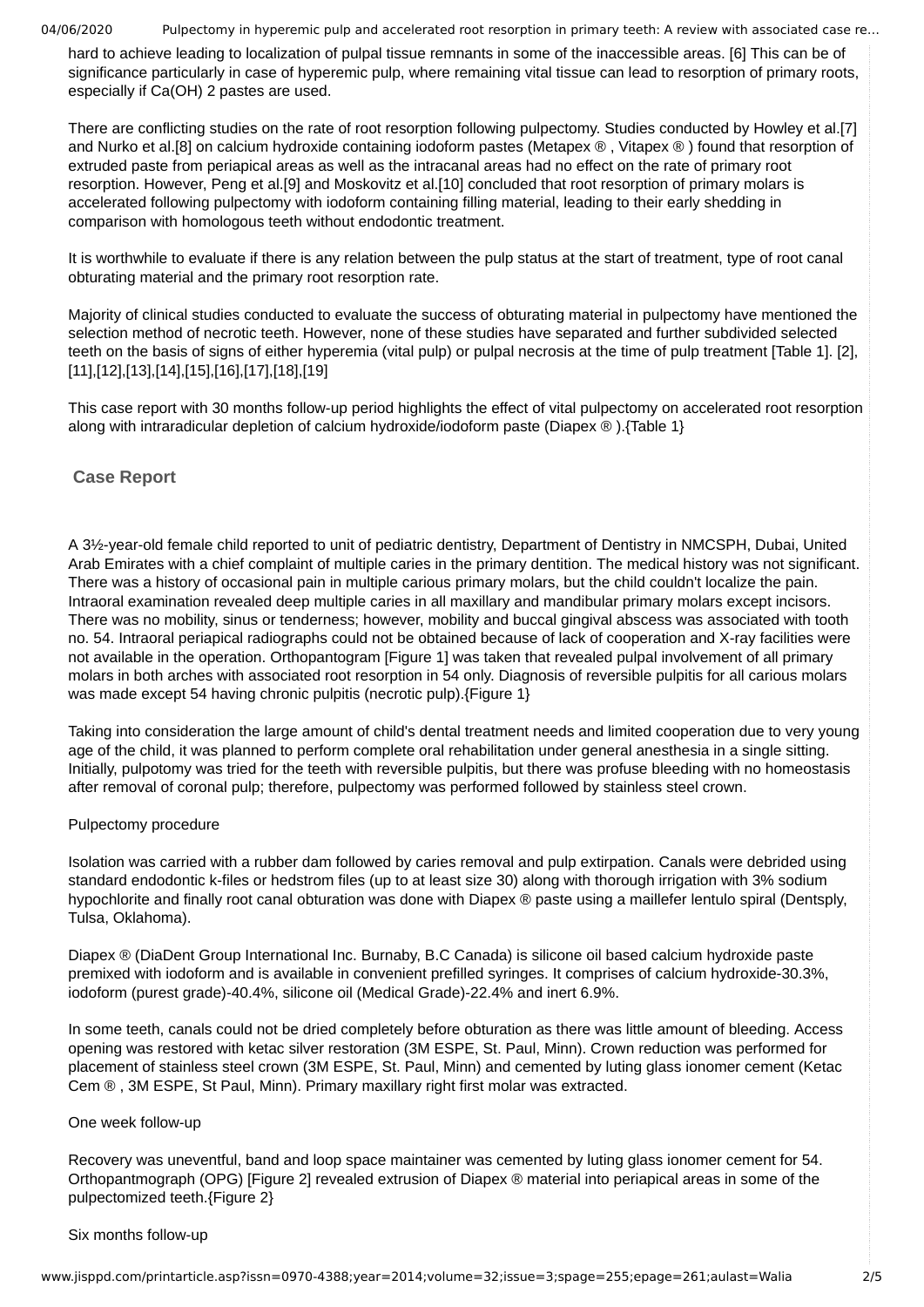hard to achieve leading to localization of pulpal tissue remnants in some of the inaccessible areas. [6] This can be of significance particularly in case of hyperemic pulp, where remaining vital tissue can lead to resorption of primary roots, especially if Ca(OH) 2 pastes are used.

There are conflicting studies on the rate of root resorption following pulpectomy. Studies conducted by Howley et al.[7] and Nurko et al.[8] on calcium hydroxide containing iodoform pastes (Metapex ® , Vitapex ® ) found that resorption of extruded paste from periapical areas as well as the intracanal areas had no effect on the rate of primary root resorption. However, Peng et al.[9] and Moskovitz et al.[10] concluded that root resorption of primary molars is accelerated following pulpectomy with iodoform containing filling material, leading to their early shedding in comparison with homologous teeth without endodontic treatment.

It is worthwhile to evaluate if there is any relation between the pulp status at the start of treatment, type of root canal obturating material and the primary root resorption rate.

Majority of clinical studies conducted to evaluate the success of obturating material in pulpectomy have mentioned the selection method of necrotic teeth. However, none of these studies have separated and further subdivided selected teeth on the basis of signs of either hyperemia (vital pulp) or pulpal necrosis at the time of pulp treatment [Table 1]. [2],[11],[12],[13],[14],[15],[16],[17],[18],[19]

This case report with 30 months follow-up period highlights the effect of vital pulpectomy on accelerated root resorption along with intraradicular depletion of calcium hydroxide/iodoform paste (Diapex ® ).{Table 1}

## Case Report

A 3½-year-old female child reported to unit of pediatric dentistry, Department of Dentistry in NMCSPH, Dubai, United Arab Emirates with a chief complaint of multiple caries in the primary dentition. The medical history was not significant. There was a history of occasional pain in multiple carious primary molars, but the child couldn't localize the pain. Intraoral examination revealed deep multiple caries in all maxillary and mandibular primary molars except incisors. There was no mobility, sinus or tenderness; however, mobility and buccal gingival abscess was associated with tooth no. 54. Intraoral periapical radiographs could not be obtained because of lack of cooperation and X-ray facilities were not available in the operation. Orthopantogram [Figure 1] was taken that revealed pulpal involvement of all primary molars in both arches with associated root resorption in 54 only. Diagnosis of reversible pulpitis for all carious molars was made except 54 having chronic pulpitis (necrotic pulp).{Figure 1}

Taking into consideration the large amount of child's dental treatment needs and limited cooperation due to very young age of the child, it was planned to perform complete oral rehabilitation under general anesthesia in a single sitting. Initially, pulpotomy was tried for the teeth with reversible pulpitis, but there was profuse bleeding with no homeostasis after removal of coronal pulp; therefore, pulpectomy was performed followed by stainless steel crown.

### Pulpectomy procedure

Isolation was carried with a rubber dam followed by caries removal and pulp extirpation. Canals were debrided using standard endodontic k-files or hedstrom files (up to at least size 30) along with thorough irrigation with 3% sodium hypochlorite and finally root canal obturation was done with Diapex ® paste using a maillefer lentulo spiral (Dentsply, Tulsa, Oklahoma).

Diapex ® (DiaDent Group International Inc. Burnaby, B.C Canada) is silicone oil based calcium hydroxide paste premixed with iodoform and is available in convenient prefilled syringes. It comprises of calcium hydroxide-30.3%, iodoform (purest grade)-40.4%, silicone oil (Medical Grade)-22.4% and inert 6.9%.

In some teeth, canals could not be dried completely before obturation as there was little amount of bleeding. Access opening was restored with ketac silver restoration (3M ESPE, St. Paul, Minn). Crown reduction was performed for placement of stainless steel crown (3M ESPE, St. Paul, Minn) and cemented by luting glass ionomer cement (Ketac Cem ® , 3M ESPE, St Paul, Minn). Primary maxillary right first molar was extracted.

### One week follow-up

Recovery was uneventful, band and loop space maintainer was cemented by luting glass ionomer cement for 54. Orthopantmograph (OPG) [Figure 2] revealed extrusion of Diapex ® material into periapical areas in some of the pulpectomized teeth.{Figure 2}

### Six months follow-up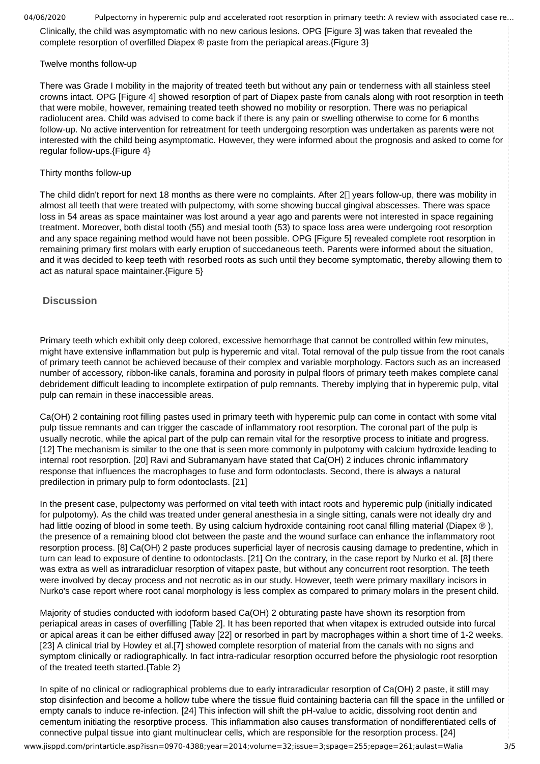Clinically, the child was asymptomatic with no new carious lesions. OPG [Figure 3] was taken that revealed the complete resorption of overfilled Diapex ® paste from the periapical areas.{Figure 3}

Twelve months follow-up

There was Grade I mobility in the majority of treated teeth but without any pain or tenderness with all stainless steel crowns intact. OPG [Figure 4] showed resorption of part of Diapex paste from canals along with root resorption in teeth that were mobile, however, remaining treated teeth showed no mobility or resorption. There was no periapical radiolucent area. Child was advised to come back if there is any pain or swelling otherwise to come for 6 months follow-up. No active intervention for retreatment for teeth undergoing resorption was undertaken as parents were not interested with the child being asymptomatic. However, they were informed about the prognosis and asked to come for regular follow-ups.{Figure 4}

Thirty months follow-up

The child didn't report for next 18 months as there were no complaints. After 2 years follow-up, there was mobility in almost all teeth that were treated with pulpectomy, with some showing buccal gingival abscesses. There was space loss in 54 areas as space maintainer was lost around a year ago and parents were not interested in space regaining treatment. Moreover, both distal tooth (55) and mesial tooth (53) to space loss area were undergoing root resorption and any space regaining method would have not been possible. OPG [Figure 5] revealed complete root resorption in remaining primary first molars with early eruption of succedaneous teeth. Parents were informed about the situation, and it was decided to keep teeth with resorbed roots as such until they become symptomatic, thereby allowing them to act as natural space maintainer.{Figure 5}

## Discussion

Primary teeth which exhibit only deep colored, excessive hemorrhage that cannot be controlled within few minutes, might have extensive inflammation but pulp is hyperemic and vital. Total removal of the pulp tissue from the root canals of primary teeth cannot be achieved because of their complex and variable morphology. Factors such as an increased number of accessory, ribbon-like canals, foramina and porosity in pulpal floors of primary teeth makes complete canal debridement difficult leading to incomplete extirpation of pulp remnants. Thereby implying that in hyperemic pulp, vital pulp can remain in these inaccessible areas.

$Ca(OH)_2$ containing root filling pastes used in primary teeth with hyperemic pulp can come in contact with some vital pulp tissue remnants and can trigger the cascade of inflammatory root resorption. The coronal part of the pulp is usually necrotic, while the apical part of the pulp can remain vital for the resorptive process to initiate and progress. [12] The mechanism is similar to the one that is seen more commonly in pulpotomy with calcium hydroxide leading to internal root resorption. [20] Ravi and Subramanyam have stated that $Ca(OH)_2$ induces chronic inflammatory response that influences the macrophages to fuse and form odontoclasts. Second, there is always a natural predilection in primary pulp to form odontoclasts. [21]

In the present case, pulpectomy was performed on vital teeth with intact roots and hyperemic pulp (initially indicated for pulpotomy). As the child was treated under general anesthesia in a single sitting, canals were not ideally dry and had little oozing of blood in some teeth. By using calcium hydroxide containing root canal filling material (Diapex ® ), the presence of a remaining blood clot between the paste and the wound surface can enhance the inflammatory root resorption process. [8] $Ca(OH)_2$ paste produces superficial layer of necrosis causing damage to predentine, which in turn can lead to exposure of dentine to odontoclasts. [21] On the contrary, in the case report by Nurko et al. [8] there was extra as well as intraradicluar resorption of vitapex paste, but without any concurrent root resorption. The teeth were involved by decay process and not necrotic as in our study. However, teeth were primary maxillary incisors in Nurko's case report where root canal morphology is less complex as compared to primary molars in the present child.

Majority of studies conducted with iodoform based $Ca(OH)_2$ obturating paste have shown its resorption from periapical areas in cases of overfilling [Table 2]. It has been reported that when vitapex is extruded outside into furcal or apical areas it can be either diffused away [22] or resorbed in part by macrophages within a short time of 1-2 weeks. [23] A clinical trial by Howley et al.[7] showed complete resorption of material from the canals with no signs and symptom clinically or radiographically. In fact intra-radicular resorption occurred before the physiologic root resorption of the treated teeth started.{Table 2}

In spite of no clinical or radiographical problems due to early intraradicular resorption of $Ca(OH)_2$ paste, it still may stop disinfection and become a hollow tube where the tissue fluid containing bacteria can fill the space in the unfilled or empty canals to induce re-infection. [24] This infection will shift the pH-value to acidic, dissolving root dentin and cementum initiating the resorptive process. This inflammation also causes transformation of nondifferentiated cells of connective pulpal tissue into giant multinuclear cells, which are responsible for the resorption process. [24]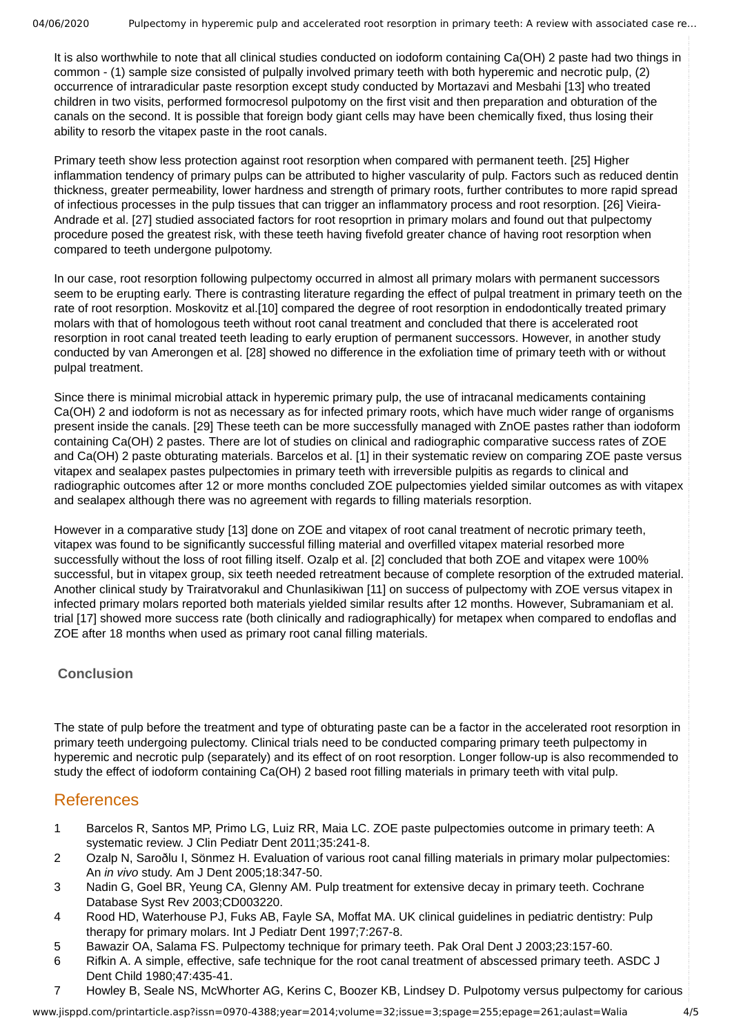It is also worthwhile to note that all clinical studies conducted on iodoform containing $Ca(OH)_2$ paste had two things in common - (1) sample size consisted of pulpally involved primary teeth with both hyperemic and necrotic pulp, (2) occurrence of intraradicular paste resorption except study conducted by Mortazavi and Mesbahi [13] who treated children in two visits, performed formocresol pulpotomy on the first visit and then preparation and obturation of the canals on the second. It is possible that foreign body giant cells may have been chemically fixed, thus losing their ability to resorb the vitapex paste in the root canals.

Primary teeth show less protection against root resorption when compared with permanent teeth. [25] Higher inflammation tendency of primary pulps can be attributed to higher vascularity of pulp. Factors such as reduced dentin thickness, greater permeability, lower hardness and strength of primary roots, further contributes to more rapid spread of infectious processes in the pulp tissues that can trigger an inflammatory process and root resorption. [26] Vieira-Andrade et al. [27] studied associated factors for root resoprtion in primary molars and found out that pulpectomy procedure posed the greatest risk, with these teeth having fivefold greater chance of having root resorption when compared to teeth undergone pulpotomy.

In our case, root resorption following pulpectomy occurred in almost all primary molars with permanent successors seem to be erupting early. There is contrasting literature regarding the effect of pulpal treatment in primary teeth on the rate of root resorption. Moskovitz et al.[10] compared the degree of root resorption in endodontically treated primary molars with that of homologous teeth without root canal treatment and concluded that there is accelerated root resorption in root canal treated teeth leading to early eruption of permanent successors. However, in another study conducted by van Amerongen et al. [28] showed no difference in the exfoliation time of primary teeth with or without pulpal treatment.

Since there is minimal microbial attack in hyperemic primary pulp, the use of intracanal medicaments containing $Ca(OH)_2$ and iodoform is not as necessary as for infected primary roots, which have much wider range of organisms present inside the canals. [29] These teeth can be more successfully managed with ZnOE pastes rather than iodoform containing $Ca(OH)_2$ pastes. There are lot of studies on clinical and radiographic comparative success rates of ZOE and $Ca(OH)_2$ paste obturating materials. Barcelos et al. [1] in their systematic review on comparing ZOE paste versus vitapex and sealapex pastes pulpectomies in primary teeth with irreversible pulpitis as regards to clinical and radiographic outcomes after 12 or more months concluded ZOE pulpectomies yielded similar outcomes as with vitapex and sealapex although there was no agreement with regards to filling materials resorption.

However in a comparative study [13] done on ZOE and vitapex of root canal treatment of necrotic primary teeth, vitapex was found to be significantly successful filling material and overfilled vitapex material resorbed more successfully without the loss of root filling itself. Ozalp et al. [2] concluded that both ZOE and vitapex were 100% successful, but in vitapex group, six teeth needed retreatment because of complete resorption of the extruded material. Another clinical study by Trairatvorakul and Chunlasikiwan [11] on success of pulpectomy with ZOE versus vitapex in infected primary molars reported both materials yielded similar results after 12 months. However, Subramaniam et al. trial [17] showed more success rate (both clinically and radiographically) for metapex when compared to endoflas and ZOE after 18 months when used as primary root canal filling materials.

## Conclusion

The state of pulp before the treatment and type of obturating paste can be a factor in the accelerated root resorption in primary teeth undergoing pulectomy. Clinical trials need to be conducted comparing primary teeth pulpectomy in hyperemic and necrotic pulp (separately) and its effect of on root resorption. Longer follow-up is also recommended to study the effect of iodoform containing $Ca(OH)_2$ based root filling materials in primary teeth with vital pulp.

## References

1. Barcelos R, Santos MP, Primo LG, Luiz RR, Maia LC. ZOE paste pulpectomies outcome in primary teeth: A systematic review. J Clin Pediatr Dent 2011;35:241-8.
2. Ozalp N, Saroðlu I, Sönmez H. Evaluation of various root canal filling materials in primary molar pulpectomies: An *in vivo* study. Am J Dent 2005;18:347-50.
3. Nadin G, Goel BR, Yeung CA, Glenny AM. Pulp treatment for extensive decay in primary teeth. Cochrane Database Syst Rev 2003;CD003220.
4. Rood HD, Waterhouse PJ, Fuks AB, Fayle SA, Moffat MA. UK clinical guidelines in pediatric dentistry: Pulp therapy for primary molars. Int J Pediatr Dent 1997;7:267-8.
5. Bawazir OA, Salama FS. Pulpectomy technique for primary teeth. Pak Oral Dent J 2003;23:157-60.
6. Rifkin A. A simple, effective, safe technique for the root canal treatment of abscessed primary teeth. ASDC J Dent Child 1980;47:435-41.
7. Howley B, Seale NS, McWhorter AG, Kerins C, Boozer KB, Lindsey D. Pulpotomy versus pulpectomy for carious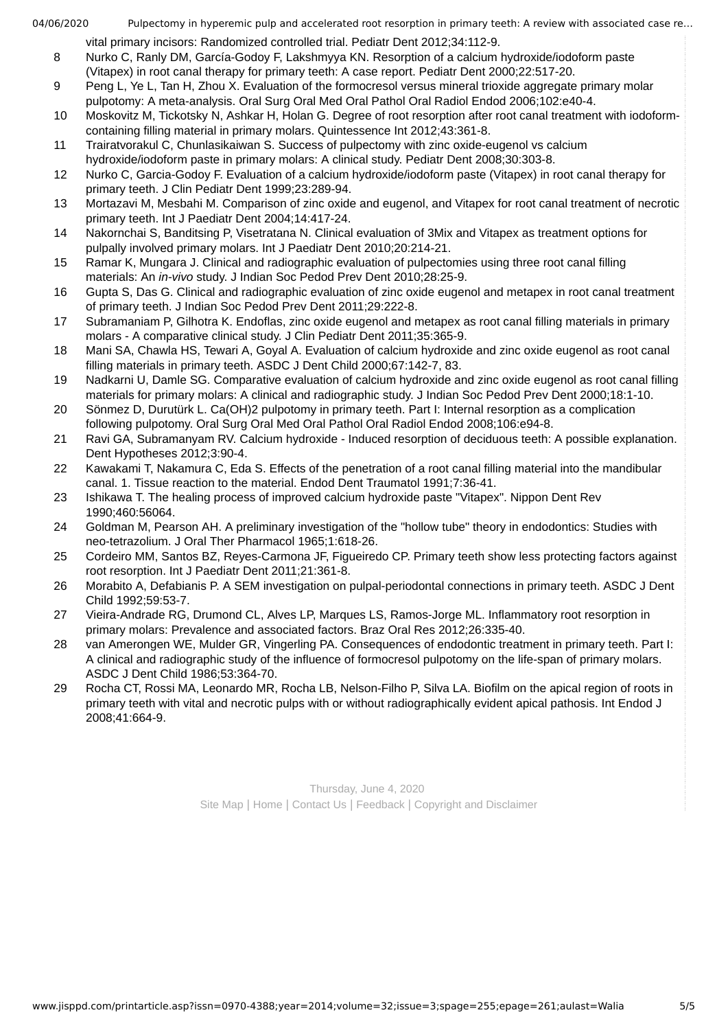vital primary incisors: Randomized controlled trial. Pediatr Dent 2012;34:112-9.

8. Nurko C, Ranly DM, García-Godoy F, Lakshmyya KN. Resorption of a calcium hydroxide/iodoform paste (Vitapex) in root canal therapy for primary teeth: A case report. Pediatr Dent 2000;22:517-20.
9. Peng L, Ye L, Tan H, Zhou X. Evaluation of the formocresol versus mineral trioxide aggregate primary molar pulpotomy: A meta-analysis. Oral Surg Oral Med Oral Pathol Oral Radiol Endod 2006;102:e40-4.
10. Moskovitz M, Tickotsky N, Ashkar H, Holan G. Degree of root resorption after root canal treatment with iodoform-containing filling material in primary molars. Quintessence Int 2012;43:361-8.
11. Trairatvorakul C, Chunlasikaiwan S. Success of pulpectomy with zinc oxide-eugenol vs calcium hydroxide/iodoform paste in primary molars: A clinical study. Pediatr Dent 2008;30:303-8.
12. Nurko C, Garcia-Godoy F. Evaluation of a calcium hydroxide/iodoform paste (Vitapex) in root canal therapy for primary teeth. J Clin Pediatr Dent 1999;23:289-94.
13. Mortazavi M, Mesbahi M. Comparison of zinc oxide and eugenol, and Vitapex for root canal treatment of necrotic primary teeth. Int J Paediatr Dent 2004;14:417-24.
14. Nakornchai S, Banditsing P, Visetratana N. Clinical evaluation of 3Mix and Vitapex as treatment options for pulpally involved primary molars. Int J Paediatr Dent 2010;20:214-21.
15. Ramar K, Mungara J. Clinical and radiographic evaluation of pulpectomies using three root canal filling materials: An *in-vivo* study. J Indian Soc Pedod Prev Dent 2010;28:25-9.
16. Gupta S, Das G. Clinical and radiographic evaluation of zinc oxide eugenol and metapex in root canal treatment of primary teeth. J Indian Soc Pedod Prev Dent 2011;29:222-8.
17. Subramaniam P, Gilhotra K. Endoflas, zinc oxide eugenol and metapex as root canal filling materials in primary molars - A comparative clinical study. J Clin Pediatr Dent 2011;35:365-9.
18. Mani SA, Chawla HS, Tewari A, Goyal A. Evaluation of calcium hydroxide and zinc oxide eugenol as root canal filling materials in primary teeth. ASDC J Dent Child 2000;67:142-7, 83.
19. Nadkarni U, Damle SG. Comparative evaluation of calcium hydroxide and zinc oxide eugenol as root canal filling materials for primary molars: A clinical and radiographic study. J Indian Soc Pedod Prev Dent 2000;18:1-10.
20. Sönmez D, Durutürk L. Ca(OH)2 pulpotomy in primary teeth. Part I: Internal resorption as a complication following pulpotomy. Oral Surg Oral Med Oral Pathol Oral Radiol Endod 2008;106:e94-8.
21. Ravi GA, Subramanyam RV. Calcium hydroxide - Induced resorption of deciduous teeth: A possible explanation. Dent Hypotheses 2012;3:90-4.
22. Kawakami T, Nakamura C, Eda S. Effects of the penetration of a root canal filling material into the mandibular canal. 1. Tissue reaction to the material. Endod Dent Traumatol 1991;7:36-41.
23. Ishikawa T. The healing process of improved calcium hydroxide paste "Vitapex". Nippon Dent Rev 1990;460:56064.
24. Goldman M, Pearson AH. A preliminary investigation of the "hollow tube" theory in endodontics: Studies with neo-tetrazolium. J Oral Ther Pharmacol 1965;1:618-26.
25. Cordeiro MM, Santos BZ, Reyes-Carmona JF, Figueiredo CP. Primary teeth show less protecting factors against root resorption. Int J Paediatr Dent 2011;21:361-8.
26. Morabito A, Defabianis P. A SEM investigation on pulpal-periodontal connections in primary teeth. ASDC J Dent Child 1992;59:53-7.
27. Vieira-Andrade RG, Drumond CL, Alves LP, Marques LS, Ramos-Jorge ML. Inflammatory root resorption in primary molars: Prevalence and associated factors. Braz Oral Res 2012;26:335-40.
28. van Amerongen WE, Mulder GR, Vingerling PA. Consequences of endodontic treatment in primary teeth. Part I: A clinical and radiographic study of the influence of formocresol pulpotomy on the life-span of primary molars. ASDC J Dent Child 1986;53:364-70.
29. Rocha CT, Rossi MA, Leonardo MR, Rocha LB, Nelson-Filho P, Silva LA. Biofilm on the apical region of roots in primary teeth with vital and necrotic pulps with or without radiographically evident apical pathosis. Int Endod J 2008;41:664-9.